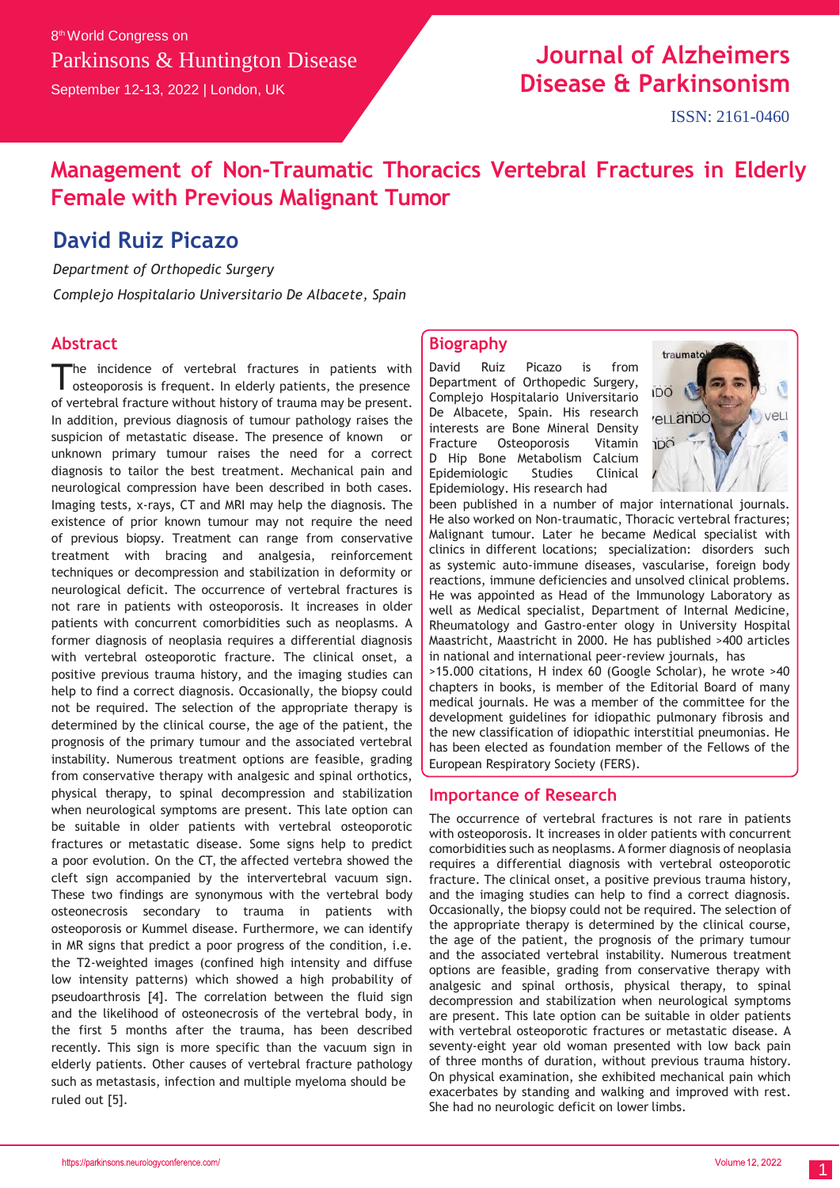8th World Congress on

Parkinsons & Huntington Disease

September 12-13, 2022 | London, UK

Journal of Alzheimers Disease & Parkinsonism

ISSN: 2161-0460

# Management of Non-Traumatic Thoracics Vertebral Fractures in Elderly Female with Previous Malignant Tumor

## David Ruiz Picazo

*Department of Orthopedic Surgery*

*Complejo Hospitalario Universitario De Albacete, Spain*

## Abstract

The incidence of vertebral fractures in patients with osteoporosis is frequent. In elderly patients, the presence of vertebral fracture without history of trauma may be present. In addition, previous diagnosis of tumour pathology raises the suspicion of metastatic disease. The presence of known or unknown primary tumour raises the need for a correct diagnosis to tailor the best treatment. Mechanical pain and neurological compression have been described in both cases. Imaging tests, x-rays, CT and MRI may help the diagnosis. The existence of prior known tumour may not require the need of previous biopsy. Treatment can range from conservative treatment with bracing and analgesia, reinforcement techniques or decompression and stabilization in deformity or neurological deficit. The occurrence of vertebral fractures is not rare in patients with osteoporosis. It increases in older patients with concurrent comorbidities such as neoplasms. A former diagnosis of neoplasia requires a differential diagnosis with vertebral osteoporotic fracture. The clinical onset, a positive previous trauma history, and the imaging studies can help to find a correct diagnosis. Occasionally, the biopsy could not be required. The selection of the appropriate therapy is determined by the clinical course, the age of the patient, the prognosis of the primary tumour and the associated vertebral instability. Numerous treatment options are feasible, grading from conservative therapy with analgesic and spinal orthotics, physical therapy, to spinal decompression and stabilization when neurological symptoms are present. This late option can be suitable in older patients with vertebral osteoporotic fractures or metastatic disease. Some signs help to predict a poor evolution. On the CT, the affected vertebra showed the cleft sign accompanied by the intervertebral vacuum sign. These two findings are synonymous with the vertebral body osteonecrosis secondary to trauma in patients with osteoporosis or Kummel disease. Furthermore, we can identify in MR signs that predict a poor progress of the condition, i.e. the T2-weighted images (confined high intensity and diffuse low intensity patterns) which showed a high probability of pseudoarthrosis [4]. The correlation between the fluid sign and the likelihood of osteonecrosis of the vertebral body, in the first 5 months after the trauma, has been described recently. This sign is more specific than the vacuum sign in elderly patients. Other causes of vertebral fracture pathology such as metastasis, infection and multiple myeloma should be ruled out [5].

## Biography

David Ruiz Picazo is from Department of Orthopedic Surgery, Complejo Hospitalario Universitario De Albacete, Spain. His research interests are Bone Mineral Density Fracture Osteoporosis Vitamin D Hip Bone Metabolism Calcium Epidemiologic Studies Clinical Epidemiology. His research had been published in a number of major international journals. He also worked on Non-traumatic, Thoracic vertebral fractures; Malignant tumour. Later he became Medical specialist with clinics in different locations; specialization: disorders such as systemic auto-immune diseases, vascularise, foreign body reactions, immune deficiencies and unsolved clinical problems. He was appointed as Head of the Immunology Laboratory as well as Medical specialist, Department of Internal Medicine, Rheumatology and Gastro-enter ology in University Hospital Maastricht, Maastricht in 2000. He has published >400 articles in national and international peer-review journals, has >15.000 citations, H index 60 (Google Scholar), he wrote >40 chapters in books, is member of the Editorial Board of many medical journals. He was a member of the committee for the development guidelines for idiopathic pulmonary fibrosis and the new classification of idiopathic interstitial pneumonias. He has been elected as foundation member of the Fellows of the European Respiratory Society (FERS).

## Importance of Research

The occurrence of vertebral fractures is not rare in patients with osteoporosis. It increases in older patients with concurrent comorbidities such as neoplasms. A former diagnosis of neoplasia requires a differential diagnosis with vertebral osteoporotic fracture. The clinical onset, a positive previous trauma history, and the imaging studies can help to find a correct diagnosis. Occasionally, the biopsy could not be required. The selection of the appropriate therapy is determined by the clinical course, the age of the patient, the prognosis of the primary tumour and the associated vertebral instability. Numerous treatment options are feasible, grading from conservative therapy with analgesic and spinal orthosis, physical therapy, to spinal decompression and stabilization when neurological symptoms are present. This late option can be suitable in older patients with vertebral osteoporotic fractures or metastatic disease. A seventy-eight year old woman presented with low back pain of three months of duration, without previous trauma history. On physical examination, she exhibited mechanical pain which exacerbates by standing and walking and improved with rest. She had no neurologic deficit on lower limbs.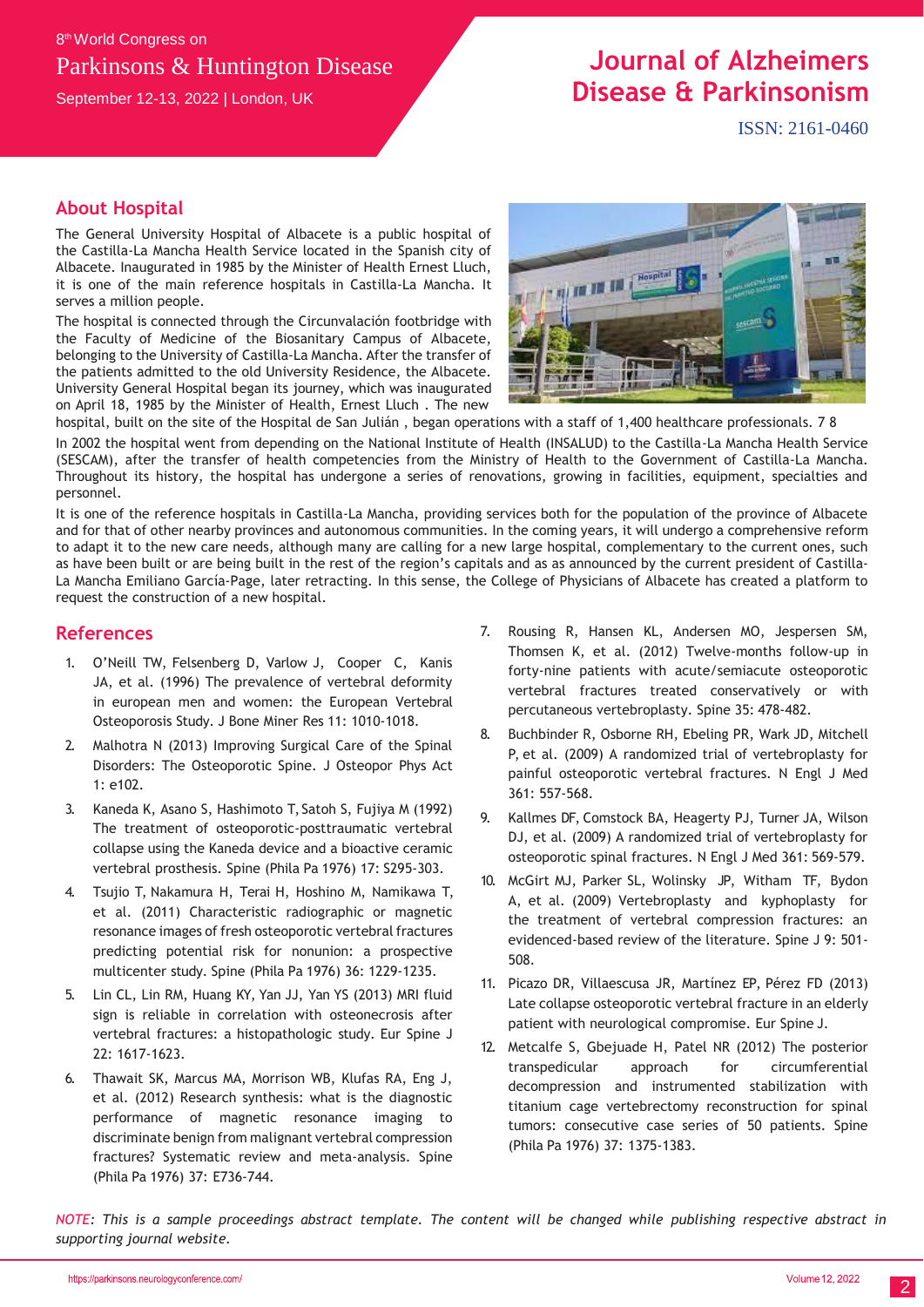## About Hospital

The General University Hospital of Albacete is a public hospital of the Castilla-La Mancha Health Service located in the Spanish city of Albacete. Inaugurated in 1985 by the Minister of Health Ernest Lluch, it is one of the main reference hospitals in Castilla-La Mancha. It serves a million people.

The hospital is connected through the Circunvalación footbridge with the Faculty of Medicine of the Biosanitary Campus of Albacete, belonging to the University of Castilla-La Mancha. After the transfer of the patients admitted to the old University Residence, the Albacete. University General Hospital began its journey, which was inaugurated on April 18, 1985 by the Minister of Health, Ernest Lluch . The new hospital, built on the site of the Hospital de San Julián , began operations with a staff of 1,400 healthcare professionals. 7 8

In 2002 the hospital went from depending on the National Institute of Health (INSALUD) to the Castilla-La Mancha Health Service (SESCAM), after the transfer of health competencies from the Ministry of Health to the Government of Castilla-La Mancha. Throughout its history, the hospital has undergone a series of renovations, growing in facilities, equipment, specialties and personnel.

It is one of the reference hospitals in Castilla-La Mancha, providing services both for the population of the province of Albacete and for that of other nearby provinces and autonomous communities. In the coming years, it will undergo a comprehensive reform to adapt it to the new care needs, although many are calling for a new large hospital, complementary to the current ones, such as have been built or are being built in the rest of the region's capitals and as as announced by the current president of Castilla-La Mancha Emiliano García-Page, later retracting. In this sense, the College of Physicians of Albacete has created a platform to request the construction of a new hospital.

## References

1. O'Neill TW, Felsenberg D, Varlow J, Cooper C, Kanis JA, et al. (1996) The prevalence of vertebral deformity in european men and women: the European Vertebral Osteoporosis Study. J Bone Miner Res 11: 1010-1018.
2. Malhotra N (2013) Improving Surgical Care of the Spinal Disorders: The Osteoporotic Spine. J Osteopor Phys Act 1: e102.
3. Kaneda K, Asano S, Hashimoto T, Satoh S, Fujiya M (1992) The treatment of osteoporotic-posttraumatic vertebral collapse using the Kaneda device and a bioactive ceramic vertebral prosthesis. Spine (Phila Pa 1976) 17: S295-303.
4. Tsujio T, Nakamura H, Terai H, Hoshino M, Namikawa T, et al. (2011) Characteristic radiographic or magnetic resonance images of fresh osteoporotic vertebral fractures predicting potential risk for nonunion: a prospective multicenter study. Spine (Phila Pa 1976) 36: 1229-1235.
5. Lin CL, Lin RM, Huang KY, Yan JJ, Yan YS (2013) MRI fluid sign is reliable in correlation with osteonecrosis after vertebral fractures: a histopathologic study. Eur Spine J 22: 1617-1623.
6. Thawait SK, Marcus MA, Morrison WB, Klufas RA, Eng J, et al. (2012) Research synthesis: what is the diagnostic performance of magnetic resonance imaging to discriminate benign from malignant vertebral compression fractures? Systematic review and meta-analysis. Spine (Phila Pa 1976) 37: E736-744.
7. Rousing R, Hansen KL, Andersen MO, Jespersen SM, Thomsen K, et al. (2012) Twelve-months follow-up in forty-nine patients with acute/semiacute osteoporotic vertebral fractures treated conservatively or with percutaneous vertebroplasty. Spine 35: 478-482.
8. Buchbinder R, Osborne RH, Ebeling PR, Wark JD, Mitchell P, et al. (2009) A randomized trial of vertebroplasty for painful osteoporotic vertebral fractures. N Engl J Med 361: 557-568.
9. Kallmes DF, Comstock BA, Heagerty PJ, Turner JA, Wilson DJ, et al. (2009) A randomized trial of vertebroplasty for osteoporotic spinal fractures. N Engl J Med 361: 569-579.
10. McGirt MJ, Parker SL, Wolinsky JP, Witham TF, Bydon A, et al. (2009) Vertebroplasty and kyphoplasty for the treatment of vertebral compression fractures: an evidenced-based review of the literature. Spine J 9: 501-508.
11. Picazo DR, Villaescusa JR, Martínez EP, Pérez FD (2013) Late collapse osteoporotic vertebral fracture in an elderly patient with neurological compromise. Eur Spine J.
12. Metcalfe S, Gbejuade H, Patel NR (2012) The posterior transpedicular approach for circumferential decompression and instrumented stabilization with titanium cage vertebrectomy reconstruction for spinal tumors: consecutive case series of 50 patients. Spine (Phila Pa 1976) 37: 1375-1383.

*NOTE: This is a sample proceedings abstract template. The content will be changed while publishing respective abstract in supporting journal website.*